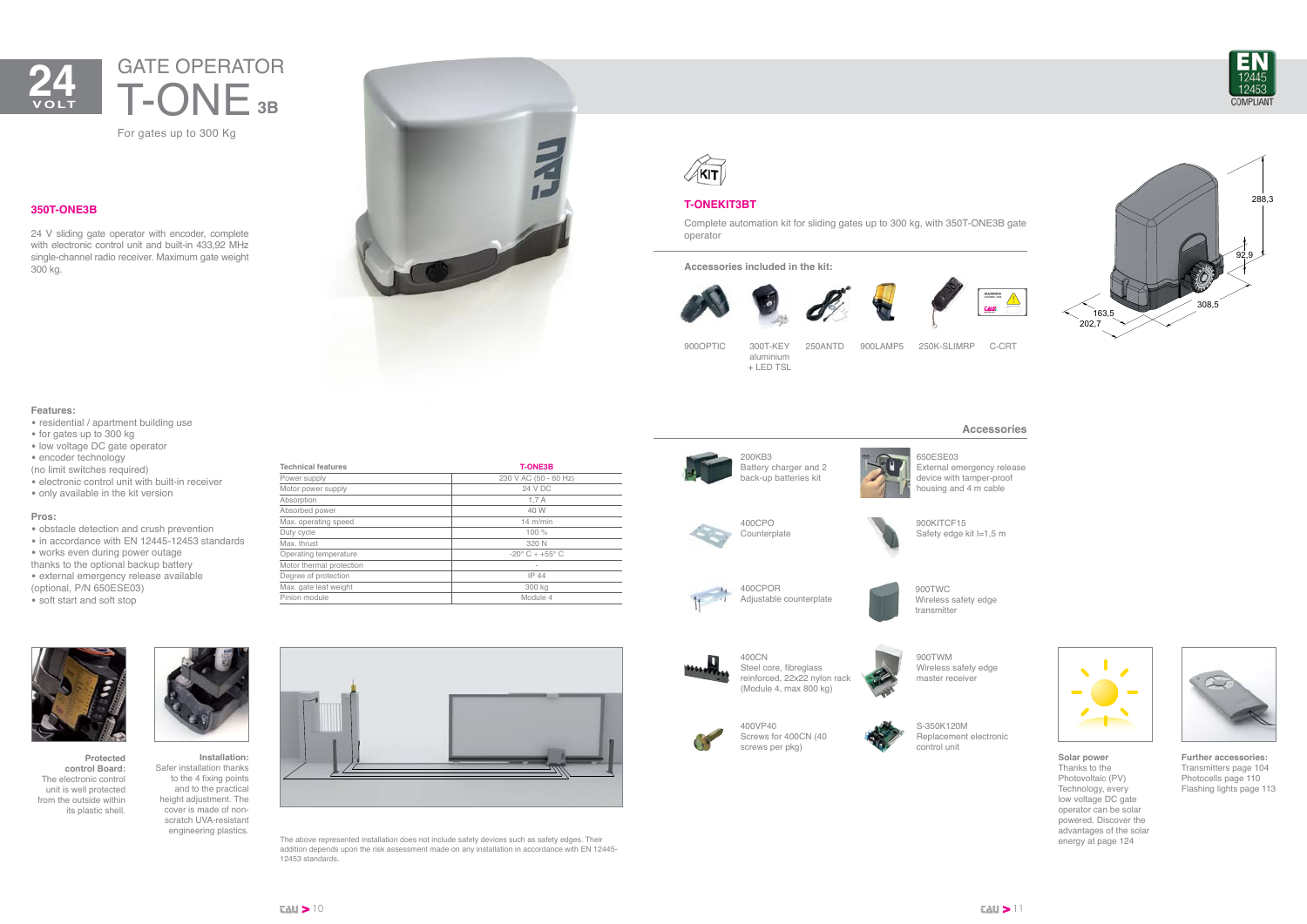# 24 VOLT

# GATE OPERATOR T-ONE 3B

For gates up to 300 Kg

EN 12445 12453 COMPLIANT

### 350T-ONE3B

24 V sliding gate operator with encoder, complete with electronic control unit and built-in 433,92 MHz single-channel radio receiver. Maximum gate weight 300 kg.

**Features:**

- residential / apartment building use
- for gates up to 300 kg
- low voltage DC gate operator
- encoder technology (no limit switches required)
- electronic control unit with built-in receiver
- only available in the kit version

**Pros:**

- obstacle detection and crush prevention
- in accordance with EN 12445-12453 standards
- works even during power outage thanks to the optional backup battery
- external emergency release available (optional, P/N 650ESE03)
- soft start and soft stop

| Technical features | T-ONE3B |
|---|---|
| Power supply | 230 V AC (50 - 60 Hz) |
| Motor power supply | 24 V DC |
| Absorption | 1,7 A |
| Absorbed power | 40 W |
| Max. operating speed | 14 m/min |
| Duty cycle | 100 % |
| Max. thrust | 320 N |
| Operating temperature | -20° C ÷ +55° C |
| Motor thermal protection | - |
| Degree of protection | IP 44 |
| Max. gate leaf weight | 300 kg |
| Pinion module | Module 4 |

**Protected control Board:** The electronic control unit is well protected from the outside within its plastic shell.

**Installation:** Safer installation thanks to the 4 fixing points and to the practical height adjustment. The cover is made of non-scratch UVA-resistant engineering plastics.

The above represented installation does not include safety devices such as safety edges. Their addition depends upon the risk assessment made on any installation in accordance with EN 12445-12453 standards.

### T-ONEKIT3BT

Complete automation kit for sliding gates up to 300 kg, with 350T-ONE3B gate operator

**Accessories included in the kit:**

900OPTIC, 300T-KEY aluminium + LED TSL, 250ANTD, 900LAMP5, 250K-SLIMRP, C-CRT

Dimensions: 288,3 – 92,9 – 308,5 – 163,5 – 202,7

### Accessories

- **200KB3** Battery charger and 2 back-up batteries kit
- **650ESE03** External emergency release device with tamper-proof housing and 4 m cable
- **400CPO** Counterplate
- **900KITCF15** Safety edge kit l=1,5 m
- **400CPOR** Adjustable counterplate
- **900TWC** Wireless safety edge transmitter
- **400CN** Steel core, fibreglass reinforced, 22x22 nylon rack (Module 4, max 800 kg)
- **900TWM** Wireless safety edge master receiver
- **400VP40** Screws for 400CN (40 screws per pkg)
- **S-350K120M** Replacement electronic control unit

**Solar power** Thanks to the Photovoltaic (PV) Technology, every low voltage DC gate operator can be solar powered. Discover the advantages of the solar energy at page 124

**Further accessories:** Transmitters page 104 Photocells page 110 Flashing lights page 113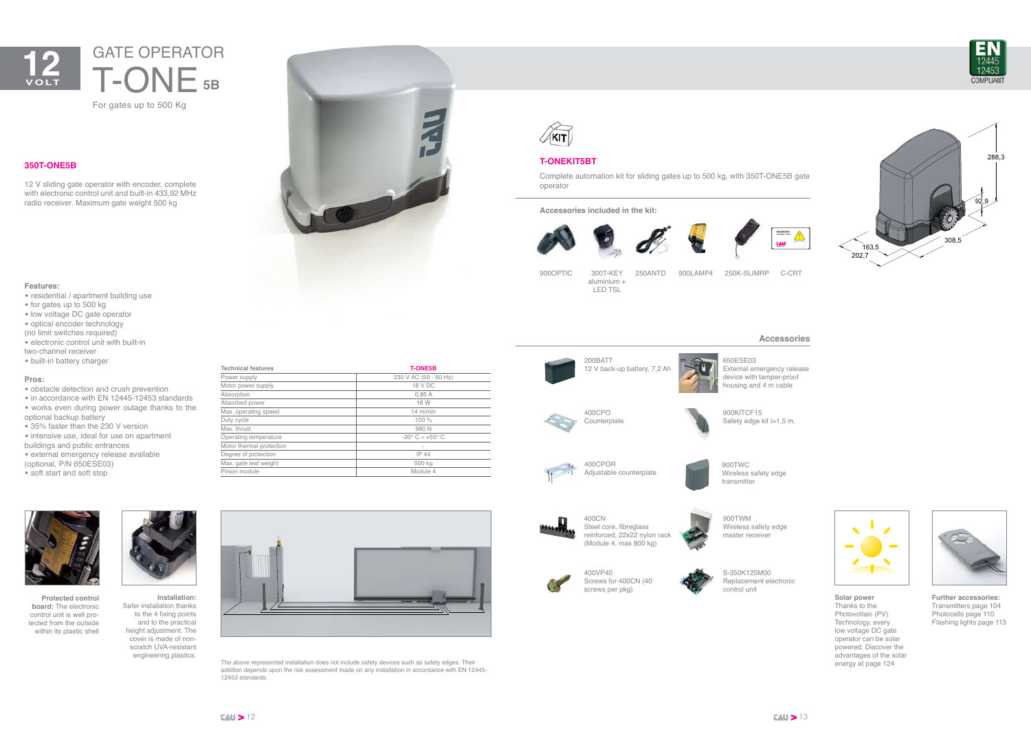12 VOLT

# GATE OPERATOR

# T-ONE 5B

For gates up to 500 Kg

EN 12445 12453 COMPLIANT

## 350T-ONE5B

12 V sliding gate operator with encoder, complete with electronic control unit and built-in 433,92 MHz radio receiver. Maximum gate weight 500 kg

**Features:**

- residential / apartment building use
- for gates up to 500 kg
- low voltage DC gate operator
- optical encoder technology (no limit switches required)
- electronic control unit with built-in two-channel receiver
- built-in battery charger

**Pros:**

- obstacle detection and crush prevention
- in accordance with EN 12445-12453 standards
- works even during power outage thanks to the optional backup battery
- 35% faster than the 230 V version
- intensive use, ideal for use on apartment buildings and public entrances
- external emergency release available (optional, P/N 650ESE03)
- soft start and soft stop

| Technical features | T-ONE5B |
|---|---|
| Power supply | 230 V AC (50 - 60 Hz) |
| Motor power supply | 18 V DC |
| Absorption | 0,85 A |
| Absorbed power | 16 W |
| Max. operating speed | 14 m/min |
| Duty cycle | 100 % |
| Max. thrust | 980 N |
| Operating temperature | -20° C ÷ +55° C |
| Motor thermal protection | - |
| Degree of protection | IP 44 |
| Max. gate leaf weight | 500 kg |
| Pinion module | Module 4 |

**Protected control board:** The electronic control unit is well protected from the outside within its plastic shell

**Installation:** Safer installation thanks to the 4 fixing points and to the practical height adjustment. The cover is made of non-scratch UVA-resistant engineering plastics.

The above represented installation does not include safety devices such as safety edges. Their addition depends upon the risk assessment made on any installation in accordance with EN 12445-12453 standards.

KIT

## T-ONEKIT5BT

Complete automation kit for sliding gates up to 500 kg, with 350T-ONE5B gate operator

**Accessories included in the kit:**

900OPTIC, 300T-KEY aluminium + LED TSL, 250ANTD, 900LAMP4, 250K-SLIMRP, C-CRT

288,3 / 92,9 / 308,5 / 163,5 / 202,7

### Accessories

- 200BATT – 12 V back-up battery, 7,2 Ah
- 650ESE03 – External emergency release device with tamper-proof housing and 4 m cable
- 400CPO – Counterplate
- 900KITCF15 – Safety edge kit l=1,5 m.
- 400CPOR – Adjustable counterplate
- 900TWC – Wireless safety edge transmitter
- 400CN – Steel core, fibreglass reinforced, 22x22 nylon rack (Module 4, max 800 kg)
- 900TWM – Wireless safety edge master receiver
- 400VP40 – Screws for 400CN (40 screws per pkg)
- S-350K125M00 – Replacement electronic control unit

**Solar power**
Thanks to the Photovoltaic (PV) Technology, every low voltage DC gate operator can be solar powered. Discover the advantages of the solar energy at page 124

**Further accessories:**
Transmitters page 104
Photocells page 110
Flashing lights page 113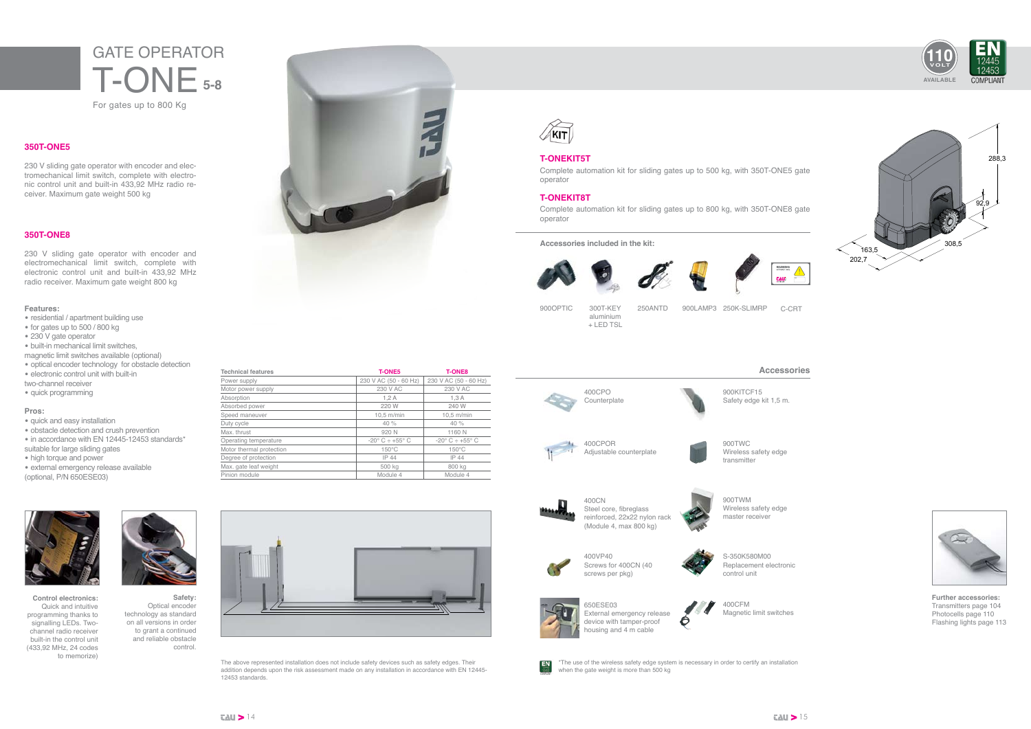# GATE OPERATOR

# T-ONE 5-8

For gates up to 800 Kg

### 350T-ONE5

230 V sliding gate operator with encoder and electromechanical limit switch, complete with electronic control unit and built-in 433,92 MHz radio receiver. Maximum gate weight 500 kg

### 350T-ONE8

230 V sliding gate operator with encoder and electromechanical limit switch, complete with electronic control unit and built-in 433,92 MHz radio receiver. Maximum gate weight 800 kg

**Features:**

- residential / apartment building use
- for gates up to 500 / 800 kg
- 230 V gate operator
- built-in mechanical limit switches, magnetic limit switches available (optional)
- optical encoder technology for obstacle detection
- electronic control unit with built-in two-channel receiver
- quick programming

**Pros:**

- quick and easy installation
- obstacle detection and crush prevention
- in accordance with EN 12445-12453 standards* suitable for large sliding gates
- high torque and power
- external emergency release available (optional, P/N 650ESE03)

**Control electronics:** Quick and intuitive programming thanks to signalling LEDs. Two-channel radio receiver built-in the control unit (433,92 MHz, 24 codes to memorize)

**Safety:** Optical encoder technology as standard on all versions in order to grant a continued and reliable obstacle control.

| Technical features | T-ONE5 | T-ONE8 |
|---|---|---|
| Power supply | 230 V AC (50 - 60 Hz) | 230 V AC (50 - 60 Hz) |
| Motor power supply | 230 V AC | 230 V AC |
| Absorption | 1,2 A | 1,3 A |
| Absorbed power | 220 W | 240 W |
| Speed maneuver | 10,5 m/min | 10,5 m/min |
| Duty cycle | 40 % | 40 % |
| Max. thrust | 920 N | 1160 N |
| Operating temperature | -20° C ÷ +55° C | -20° C ÷ +55° C |
| Motor thermal protection | 150°C | 150°C |
| Degree of protection | IP 44 | IP 44 |
| Max. gate leaf weight | 500 kg | 800 kg |
| Pinion module | Module 4 | Module 4 |

The above represented installation does not include safety devices such as safety edges. Their addition depends upon the risk assessment made on any installation in accordance with EN 12445-12453 standards.

110 VOLT AVAILABLE

EN 12445 12453 COMPLIANT

288,3
92,9
308,5
163,5
202,7

KIT

### T-ONEKIT5T

Complete automation kit for sliding gates up to 500 kg, with 350T-ONE5 gate operator

### T-ONEKIT8T

Complete automation kit for sliding gates up to 800 kg, with 350T-ONE8 gate operator

**Accessories included in the kit:**

900OPTIC | 300T-KEY aluminium + LED TSL | 250ANTD | 900LAMP3 | 250K-SLIMRP | C-CRT

### Accessories

- **400CPO** Counterplate
- **900KITCF15** Safety edge kit 1,5 m.
- **400CPOR** Adjustable counterplate
- **900TWC** Wireless safety edge transmitter
- **400CN** Steel core, fibreglass reinforced, 22x22 nylon rack (Module 4, max 800 kg)
- **900TWM** Wireless safety edge master receiver
- **400VP40** Screws for 400CN (40 screws per pkg)
- **S-350K580M00** Replacement electronic control unit
- **650ESE03** External emergency release device with tamper-proof housing and 4 m cable
- **400CFM** Magnetic limit switches

**Further accessories:**
Transmitters page 104
Photocells page 110
Flashing lights page 113

*The use of the wireless safety edge system is necessary in order to certify an installation when the gate weight is more than 500 kg